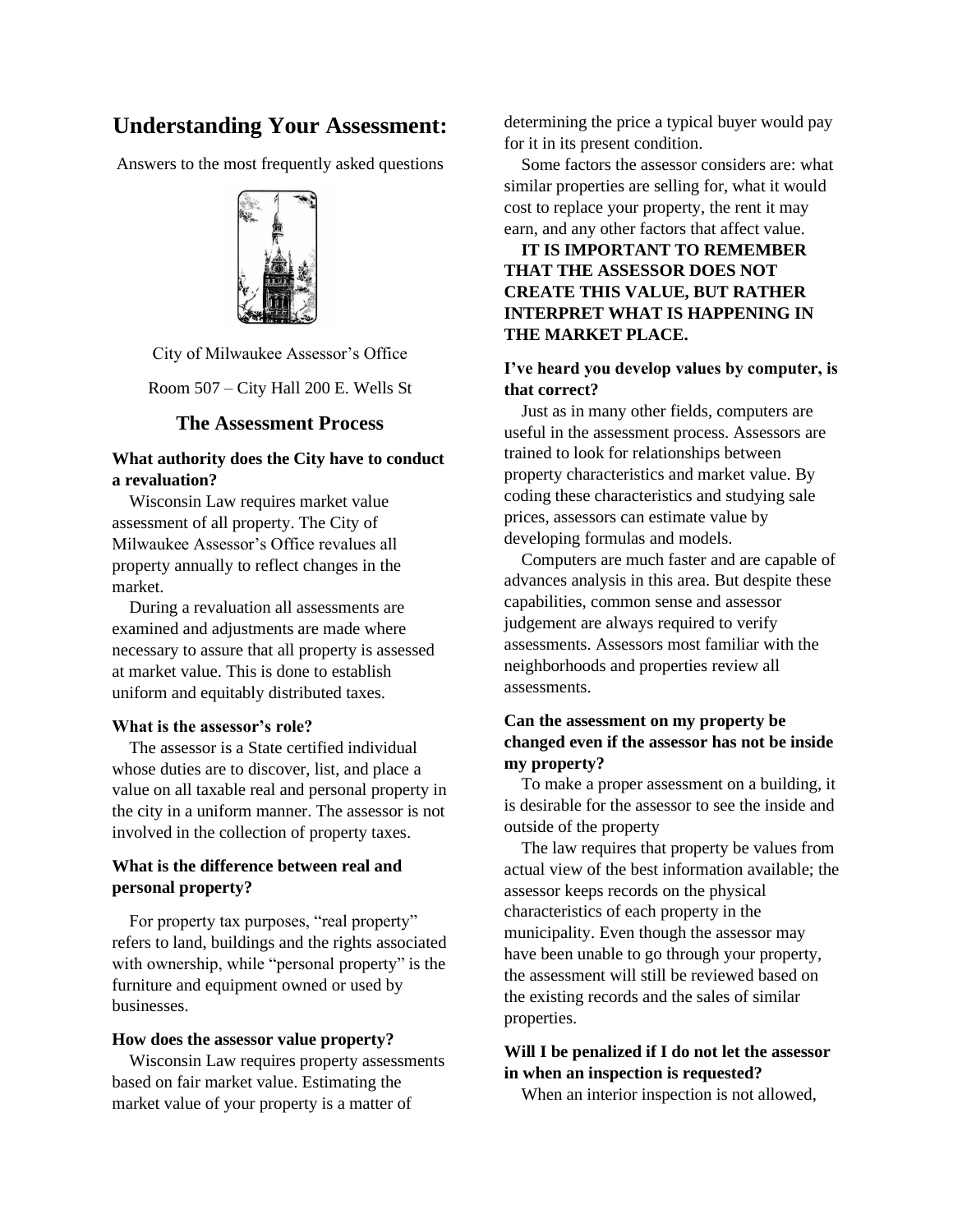# Understanding Your Assessment:

Answers to the most frequently asked questions

City of Milwaukee Assessor's Office

Room 507 – City Hall 200 E. Wells St

## The Assessment Process

### What authority does the City have to conduct a revaluation?

Wisconsin Law requires market value assessment of all property. The City of Milwaukee Assessor's Office revalues all property annually to reflect changes in the market.

During a revaluation all assessments are examined and adjustments are made where necessary to assure that all property is assessed at market value. This is done to establish uniform and equitably distributed taxes.

### What is the assessor's role?

The assessor is a State certified individual whose duties are to discover, list, and place a value on all taxable real and personal property in the city in a uniform manner. The assessor is not involved in the collection of property taxes.

### What is the difference between real and personal property?

For property tax purposes, "real property" refers to land, buildings and the rights associated with ownership, while "personal property" is the furniture and equipment owned or used by businesses.

### How does the assessor value property?

Wisconsin Law requires property assessments based on fair market value. Estimating the market value of your property is a matter of determining the price a typical buyer would pay for it in its present condition.

Some factors the assessor considers are: what similar properties are selling for, what it would cost to replace your property, the rent it may earn, and any other factors that affect value.

**IT IS IMPORTANT TO REMEMBER THAT THE ASSESSOR DOES NOT CREATE THIS VALUE, BUT RATHER INTERPRET WHAT IS HAPPENING IN THE MARKET PLACE.**

### I've heard you develop values by computer, is that correct?

Just as in many other fields, computers are useful in the assessment process. Assessors are trained to look for relationships between property characteristics and market value. By coding these characteristics and studying sale prices, assessors can estimate value by developing formulas and models.

Computers are much faster and are capable of advances analysis in this area. But despite these capabilities, common sense and assessor judgement are always required to verify assessments. Assessors most familiar with the neighborhoods and properties review all assessments.

### Can the assessment on my property be changed even if the assessor has not be inside my property?

To make a proper assessment on a building, it is desirable for the assessor to see the inside and outside of the property

The law requires that property be values from actual view of the best information available; the assessor keeps records on the physical characteristics of each property in the municipality. Even though the assessor may have been unable to go through your property, the assessment will still be reviewed based on the existing records and the sales of similar properties.

### Will I be penalized if I do not let the assessor in when an inspection is requested?

When an interior inspection is not allowed,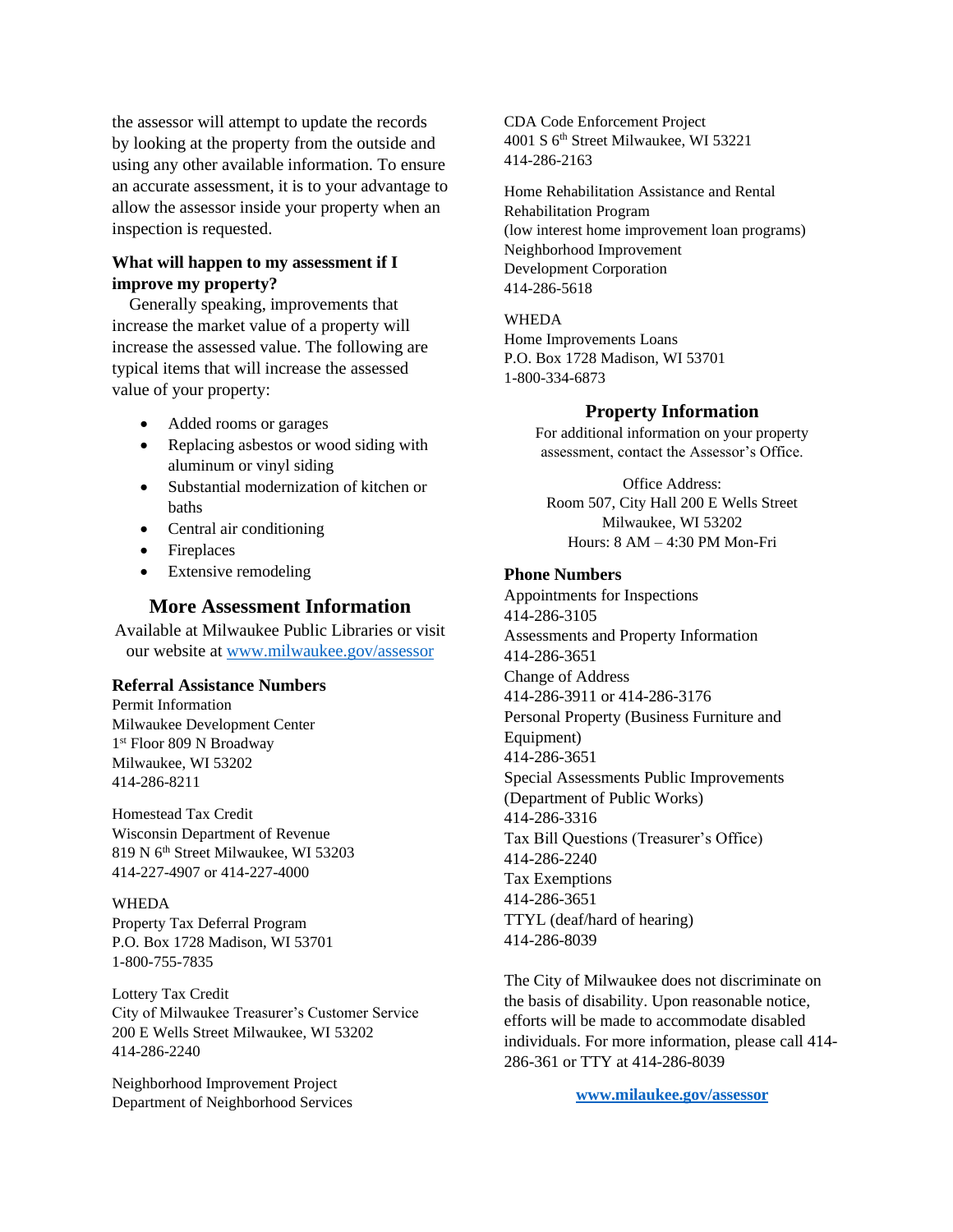the assessor will attempt to update the records by looking at the property from the outside and using any other available information. To ensure an accurate assessment, it is to your advantage to allow the assessor inside your property when an inspection is requested.

**What will happen to my assessment if I improve my property?**

Generally speaking, improvements that increase the market value of a property will increase the assessed value. The following are typical items that will increase the assessed value of your property:

- Added rooms or garages
- Replacing asbestos or wood siding with aluminum or vinyl siding
- Substantial modernization of kitchen or baths
- Central air conditioning
- Fireplaces
- Extensive remodeling

## More Assessment Information

Available at Milwaukee Public Libraries or visit our website at [www.milwaukee.gov/assessor](http://www.milwaukee.gov/assessor)

**Referral Assistance Numbers**

Permit Information
Milwaukee Development Center
1st Floor 809 N Broadway
Milwaukee, WI 53202
414-286-8211

Homestead Tax Credit
Wisconsin Department of Revenue
819 N 6th Street Milwaukee, WI 53203
414-227-4907 or 414-227-4000

WHEDA
Property Tax Deferral Program
P.O. Box 1728 Madison, WI 53701
1-800-755-7835

Lottery Tax Credit
City of Milwaukee Treasurer's Customer Service
200 E Wells Street Milwaukee, WI 53202
414-286-2240

Neighborhood Improvement Project
Department of Neighborhood Services

CDA Code Enforcement Project
4001 S 6th Street Milwaukee, WI 53221
414-286-2163

Home Rehabilitation Assistance and Rental Rehabilitation Program
(low interest home improvement loan programs)
Neighborhood Improvement Development Corporation
414-286-5618

WHEDA
Home Improvements Loans
P.O. Box 1728 Madison, WI 53701
1-800-334-6873

## Property Information

For additional information on your property assessment, contact the Assessor's Office.

Office Address:
Room 507, City Hall 200 E Wells Street
Milwaukee, WI 53202
Hours: 8 AM – 4:30 PM Mon-Fri

**Phone Numbers**

Appointments for Inspections
414-286-3105
Assessments and Property Information
414-286-3651
Change of Address
414-286-3911 or 414-286-3176
Personal Property (Business Furniture and Equipment)
414-286-3651
Special Assessments Public Improvements (Department of Public Works)
414-286-3316
Tax Bill Questions (Treasurer's Office)
414-286-2240
Tax Exemptions
414-286-3651
TTYL (deaf/hard of hearing)
414-286-8039

The City of Milwaukee does not discriminate on the basis of disability. Upon reasonable notice, efforts will be made to accommodate disabled individuals. For more information, please call 414-286-361 or TTY at 414-286-8039

**[www.milaukee.gov/assessor](http://www.milaukee.gov/assessor)**